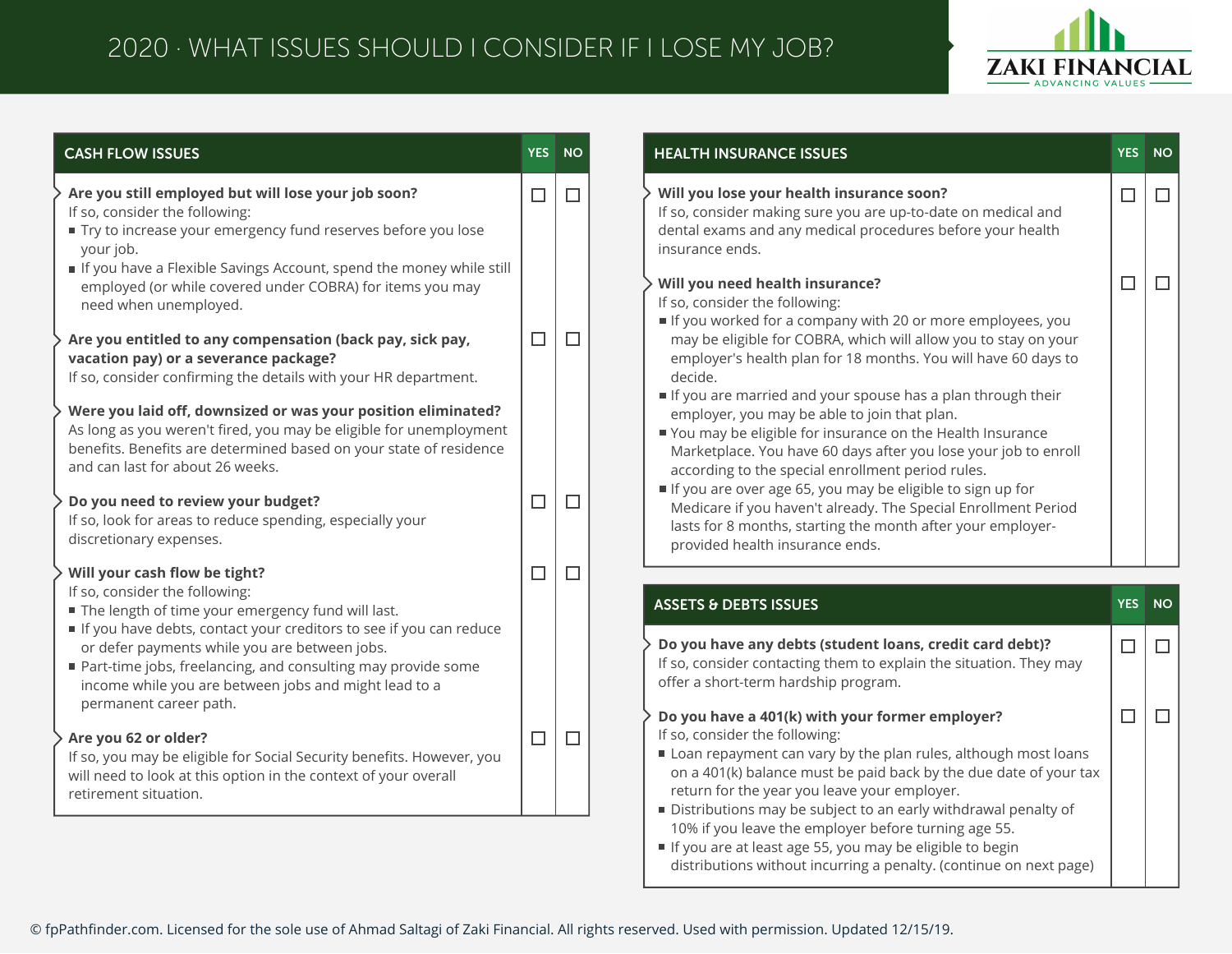# 2020 · WHAT ISSUES SHOULD I CONSIDER IF I LOSE MY JOB?

ZAKI FINANCIAL
ADVANCING VALUES

| CASH FLOW ISSUES | YES | NO |
|---|---|---|
| **Are you still employed but will lose your job soon?**<br>If so, consider the following:<br>▪ Try to increase your emergency fund reserves before you lose your job.<br>▪ If you have a Flexible Savings Account, spend the money while still employed (or while covered under COBRA) for items you may need when unemployed. | ☐ | ☐ |
| **Are you entitled to any compensation (back pay, sick pay, vacation pay) or a severance package?**<br>If so, consider confirming the details with your HR department. | ☐ | ☐ |
| **Were you laid off, downsized or was your position eliminated?**<br>As long as you weren't fired, you may be eligible for unemployment benefits. Benefits are determined based on your state of residence and can last for about 26 weeks. | | |
| **Do you need to review your budget?**<br>If so, look for areas to reduce spending, especially your discretionary expenses. | ☐ | ☐ |
| **Will your cash flow be tight?**<br>If so, consider the following:<br>▪ The length of time your emergency fund will last.<br>▪ If you have debts, contact your creditors to see if you can reduce or defer payments while you are between jobs.<br>▪ Part-time jobs, freelancing, and consulting may provide some income while you are between jobs and might lead to a permanent career path. | ☐ | ☐ |
| **Are you 62 or older?**<br>If so, you may be eligible for Social Security benefits. However, you will need to look at this option in the context of your overall retirement situation. | ☐ | ☐ |

| HEALTH INSURANCE ISSUES | YES | NO |
|---|---|---|
| **Will you lose your health insurance soon?**<br>If so, consider making sure you are up-to-date on medical and dental exams and any medical procedures before your health insurance ends. | ☐ | ☐ |
| **Will you need health insurance?**<br>If so, consider the following:<br>▪ If you worked for a company with 20 or more employees, you may be eligible for COBRA, which will allow you to stay on your employer's health plan for 18 months. You will have 60 days to decide.<br>▪ If you are married and your spouse has a plan through their employer, you may be able to join that plan.<br>▪ You may be eligible for insurance on the Health Insurance Marketplace. You have 60 days after you lose your job to enroll according to the special enrollment period rules.<br>▪ If you are over age 65, you may be eligible to sign up for Medicare if you haven't already. The Special Enrollment Period lasts for 8 months, starting the month after your employer-provided health insurance ends. | ☐ | ☐ |

| ASSETS & DEBTS ISSUES | YES | NO |
|---|---|---|
| **Do you have any debts (student loans, credit card debt)?**<br>If so, consider contacting them to explain the situation. They may offer a short-term hardship program. | ☐ | ☐ |
| **Do you have a 401(k) with your former employer?**<br>If so, consider the following:<br>▪ Loan repayment can vary by the plan rules, although most loans on a 401(k) balance must be paid back by the due date of your tax return for the year you leave your employer.<br>▪ Distributions may be subject to an early withdrawal penalty of 10% if you leave the employer before turning age 55.<br>▪ If you are at least age 55, you may be eligible to begin distributions without incurring a penalty. (continue on next page) | ☐ | ☐ |

© fpPathfinder.com. Licensed for the sole use of Ahmad Saltagi of Zaki Financial. All rights reserved. Used with permission. Updated 12/15/19.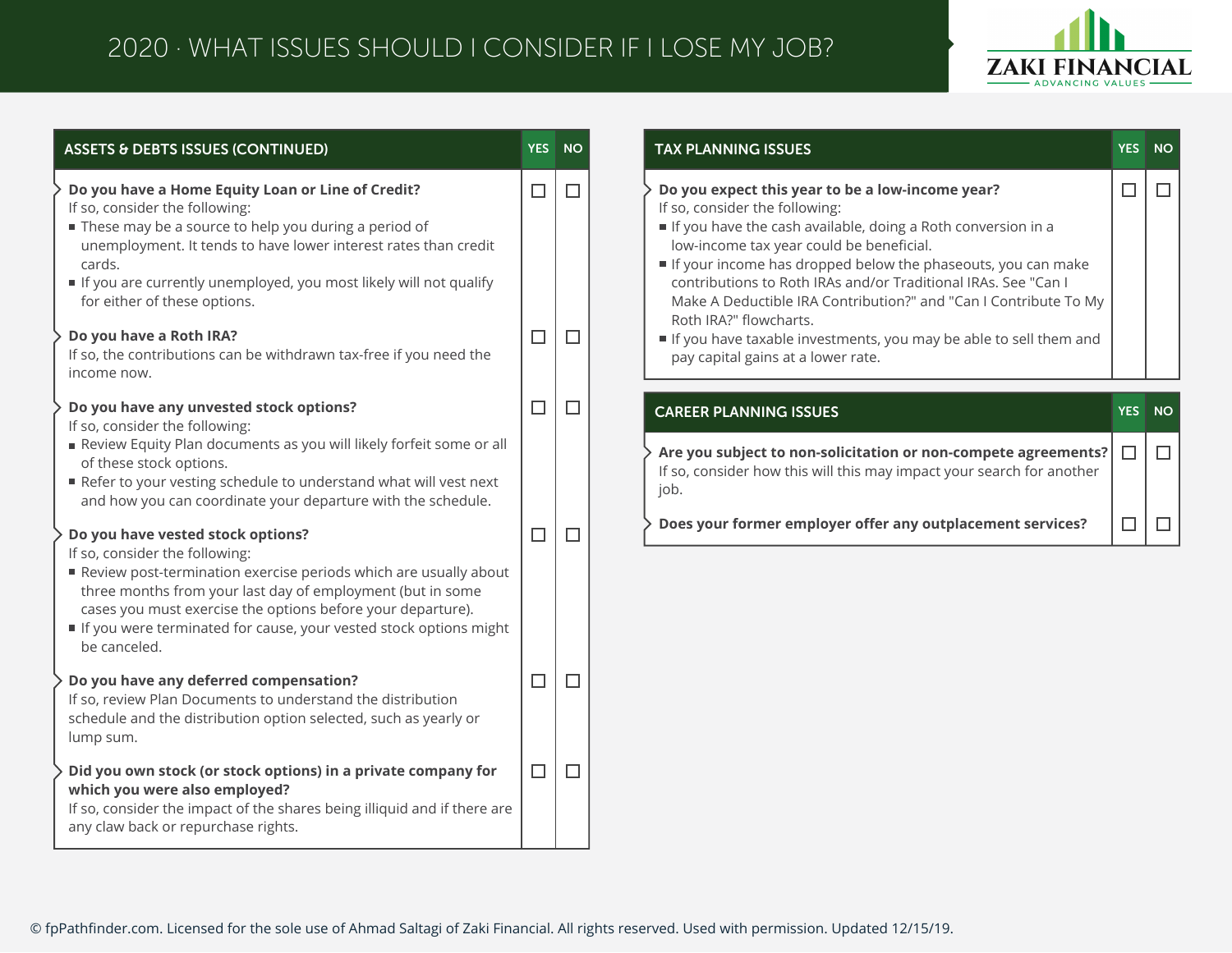# 2020 · WHAT ISSUES SHOULD I CONSIDER IF I LOSE MY JOB?

## ASSETS & DEBTS ISSUES (CONTINUED)

| | YES | NO |
|---|---|---|
| **Do you have a Home Equity Loan or Line of Credit?** If so, consider the following: <br>▪ These may be a source to help you during a period of unemployment. It tends to have lower interest rates than credit cards. <br>▪ If you are currently unemployed, you most likely will not qualify for either of these options. | ☐ | ☐ |
| **Do you have a Roth IRA?** If so, the contributions can be withdrawn tax-free if you need the income now. | ☐ | ☐ |
| **Do you have any unvested stock options?** If so, consider the following: <br>▪ Review Equity Plan documents as you will likely forfeit some or all of these stock options. <br>▪ Refer to your vesting schedule to understand what will vest next and how you can coordinate your departure with the schedule. | ☐ | ☐ |
| **Do you have vested stock options?** If so, consider the following: <br>▪ Review post-termination exercise periods which are usually about three months from your last day of employment (but in some cases you must exercise the options before your departure). <br>▪ If you were terminated for cause, your vested stock options might be canceled. | ☐ | ☐ |
| **Do you have any deferred compensation?** If so, review Plan Documents to understand the distribution schedule and the distribution option selected, such as yearly or lump sum. | ☐ | ☐ |
| **Did you own stock (or stock options) in a private company for which you were also employed?** If so, consider the impact of the shares being illiquid and if there are any claw back or repurchase rights. | ☐ | ☐ |

## TAX PLANNING ISSUES

| | YES | NO |
|---|---|---|
| **Do you expect this year to be a low-income year?** If so, consider the following: <br>▪ If you have the cash available, doing a Roth conversion in a low-income tax year could be beneficial. <br>▪ If your income has dropped below the phaseouts, you can make contributions to Roth IRAs and/or Traditional IRAs. See "Can I Make A Deductible IRA Contribution?" and "Can I Contribute To My Roth IRA?" flowcharts. <br>▪ If you have taxable investments, you may be able to sell them and pay capital gains at a lower rate. | ☐ | ☐ |

## CAREER PLANNING ISSUES

| | YES | NO |
|---|---|---|
| **Are you subject to non-solicitation or non-compete agreements?** If so, consider how this will this may impact your search for another job. | ☐ | ☐ |
| **Does your former employer offer any outplacement services?** | ☐ | ☐ |

© fpPathfinder.com. Licensed for the sole use of Ahmad Saltagi of Zaki Financial. All rights reserved. Used with permission. Updated 12/15/19.